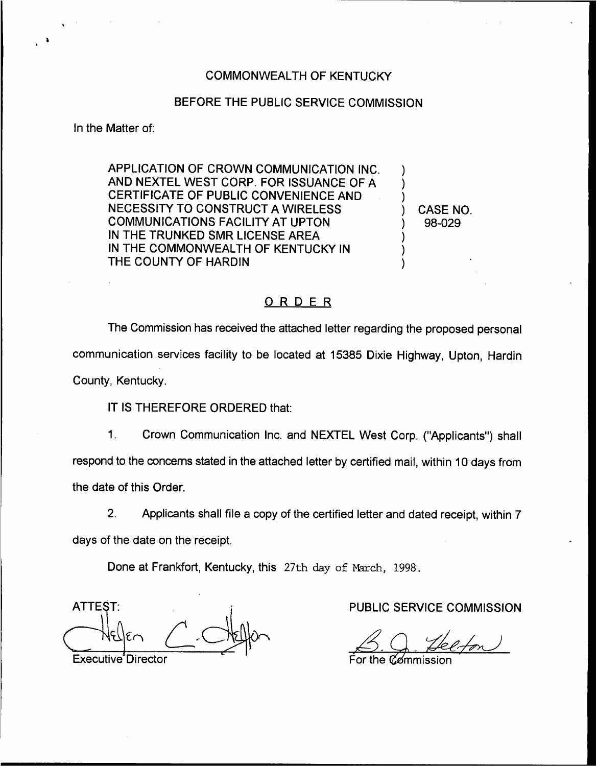COMMONWEALTH OF KENTUCKY

BEFORE THE PUBLIC SERVICE COMMISSION

In the Matter of:

APPLICATION OF CROWN COMMUNICATION INC. AND NEXTEL WEST CORP. FOR ISSUANCE OF A CERTIFICATE OF PUBLIC CONVENIENCE AND NECESSITY TO CONSTRUCT A WIRELESS COMMUNICATIONS FACILITY AT UPTON IN THE TRUNKED SMR LICENSE AREA IN THE COMMONWEALTH OF KENTUCKY IN THE COUNTY OF HARDIN ) CASE NO. 98-029

# ORDER

The Commission has received the attached letter regarding the proposed personal communication services facility to be located at 15385 Dixie Highway, Upton, Hardin County, Kentucky.

IT IS THEREFORE ORDERED that:

1. Crown Communication Inc. and NEXTEL West Corp. ("Applicants") shall respond to the concerns stated in the attached letter by certified mail, within 10 days from the date of this Order.

2. Applicants shall file a copy of the certified letter and dated receipt, within 7 days of the date on the receipt.

Done at Frankfort, Kentucky, this 27th day of March, 1998.

PUBLIC SERVICE COMMISSION

For the Commission

ATTEST:

Executive Director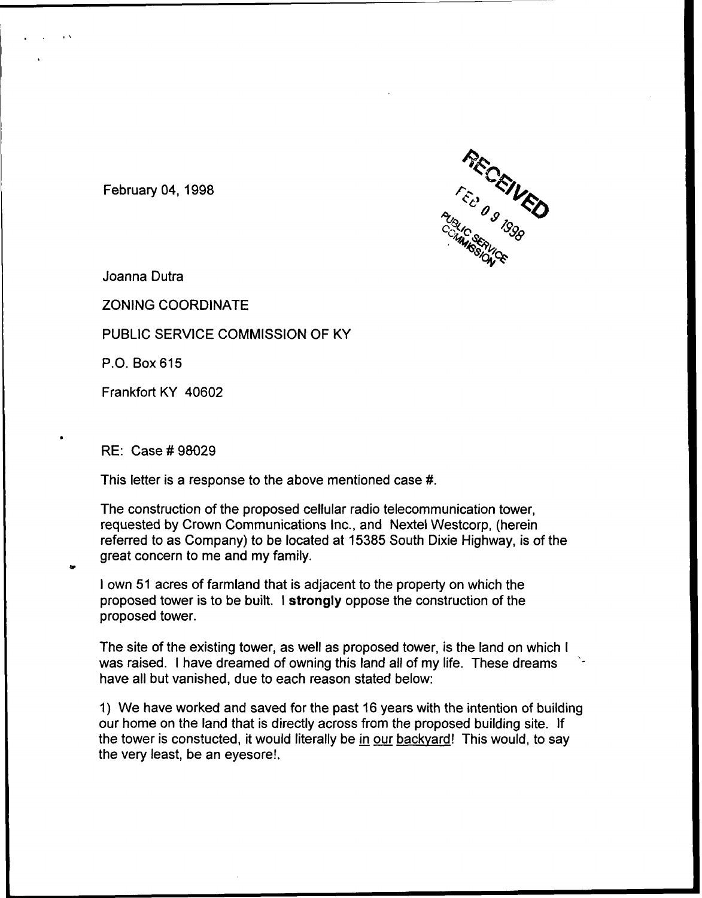February 04, 1998

RECEIVED
FEB 09 1998
PUBLIC SERVICE COMMISSION

Joanna Dutra

ZONING COORDINATE

PUBLIC SERVICE COMMISSION OF KY

P.O. Box 615

Frankfort KY 40602

RE: Case # 98029

This letter is a response to the above mentioned case #.

The construction of the proposed cellular radio telecommunication tower, requested by Crown Communications Inc., and Nextel Westcorp, (herein referred to as Company) to be located at 15385 South Dixie Highway, is of the great concern to me and my family.

I own 51 acres of farmland that is adjacent to the property on which the proposed tower is to be built. I **strongly** oppose the construction of the proposed tower.

The site of the existing tower, as well as proposed tower, is the land on which I was raised. I have dreamed of owning this land all of my life. These dreams have all but vanished, due to each reason stated below:

1) We have worked and saved for the past 16 years with the intention of building our home on the land that is directly across from the proposed building site. If the tower is constucted, it would literally be in our backyard! This would, to say the very least, be an eyesore!.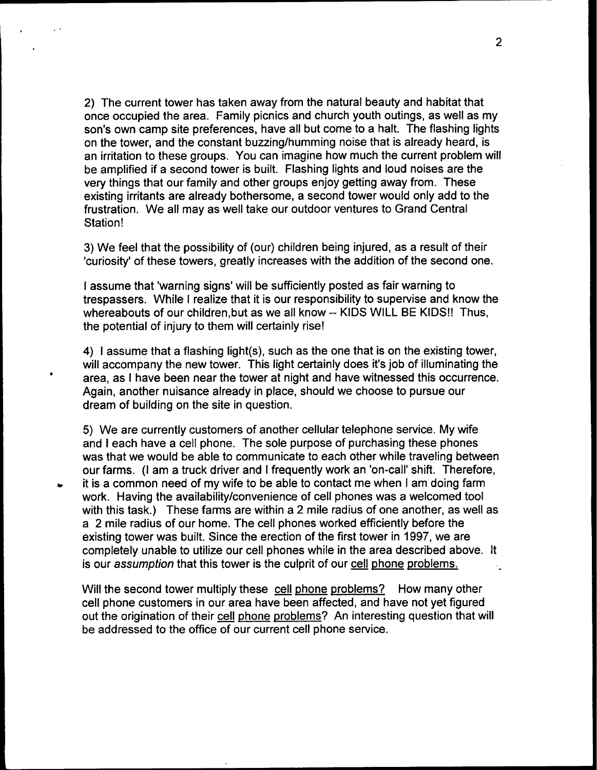2) The current tower has taken away from the natural beauty and habitat that once occupied the area. Family picnics and church youth outings, as well as my son's own camp site preferences, have all but come to a halt. The flashing lights on the tower, and the constant buzzing/humming noise that is already heard, is an irritation to these groups. You can imagine how much the current problem will be amplified if a second tower is built. Flashing lights and loud noises are the very things that our family and other groups enjoy getting away from. These existing irritants are already bothersome, a second tower would only add to the frustration. We all may as well take our outdoor ventures to Grand Central Station!

3) We feel that the possibility of (our) children being injured, as a result of their 'curiosity' of these towers, greatly increases with the addition of the second one.

I assume that 'warning signs' will be sufficiently posted as fair warning to trespassers. While I realize that it is our responsibility to supervise and know the whereabouts of our children,but as we all know -- KIDS WILL BE KIDS!! Thus, the potential of injury to them will certainly rise!

4) I assume that a flashing light(s), such as the one that is on the existing tower, will accompany the new tower. This light certainly does it's job of illuminating the area, as I have been near the tower at night and have witnessed this occurrence. Again, another nuisance already in place, should we choose to pursue our dream of building on the site in question.

5) We are currently customers of another cellular telephone service. My wife and I each have a cell phone. The sole purpose of purchasing these phones was that we would be able to communicate to each other while traveling between our farms. (I am a truck driver and I frequently work an 'on-call' shift. Therefore, it is a common need of my wife to be able to contact me when I am doing farm work. Having the availability/convenience of cell phones was a welcomed tool with this task.) These farms are within a 2 mile radius of one another, as well as a 2 mile radius of our home. The cell phones worked efficiently before the existing tower was built. Since the erection of the first tower in 1997, we are completely unable to utilize our cell phones while in the area described above. It is our *assumption* that this tower is the culprit of our <u>cell phone problems.</u>

Will the second tower multiply these <u>cell phone problems?</u> How many other cell phone customers in our area have been affected, and have not yet figured out the origination of their <u>cell phone problems</u>? An interesting question that will be addressed to the office of our current cell phone service.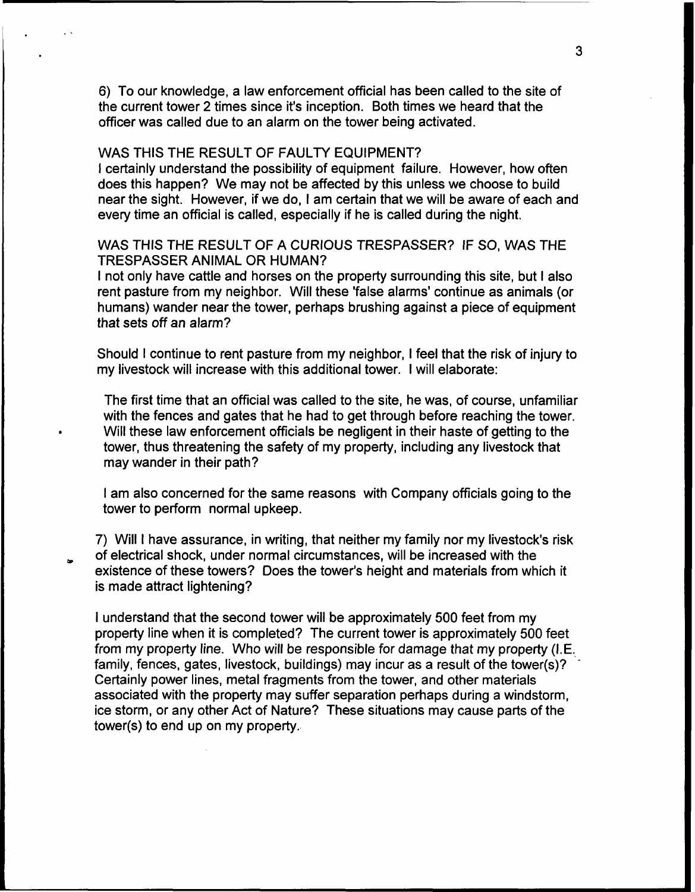6) To our knowledge, a law enforcement official has been called to the site of the current tower 2 times since it's inception. Both times we heard that the officer was called due to an alarm on the tower being activated.

WAS THIS THE RESULT OF FAULTY EQUIPMENT?
I certainly understand the possibility of equipment failure. However, how often does this happen? We may not be affected by this unless we choose to build near the sight. However, if we do, I am certain that we will be aware of each and every time an official is called, especially if he is called during the night.

WAS THIS THE RESULT OF A CURIOUS TRESPASSER? IF SO, WAS THE TRESPASSER ANIMAL OR HUMAN?
I not only have cattle and horses on the property surrounding this site, but I also rent pasture from my neighbor. Will these 'false alarms' continue as animals (or humans) wander near the tower, perhaps brushing against a piece of equipment that sets off an alarm?

Should I continue to rent pasture from my neighbor, I feel that the risk of injury to my livestock will increase with this additional tower. I will elaborate:

> The first time that an official was called to the site, he was, of course, unfamiliar with the fences and gates that he had to get through before reaching the tower. Will these law enforcement officials be negligent in their haste of getting to the tower, thus threatening the safety of my property, including any livestock that may wander in their path?
>
> I am also concerned for the same reasons with Company officials going to the tower to perform normal upkeep.

7) Will I have assurance, in writing, that neither my family nor my livestock's risk of electrical shock, under normal circumstances, will be increased with the existence of these towers? Does the tower's height and materials from which it is made attract lightening?

I understand that the second tower will be approximately 500 feet from my property line when it is completed? The current tower is approximately 500 feet from my property line. Who will be responsible for damage that my property (I.E. family, fences, gates, livestock, buildings) may incur as a result of the tower(s)? Certainly power lines, metal fragments from the tower, and other materials associated with the property may suffer separation perhaps during a windstorm, ice storm, or any other Act of Nature? These situations may cause parts of the tower(s) to end up on my property.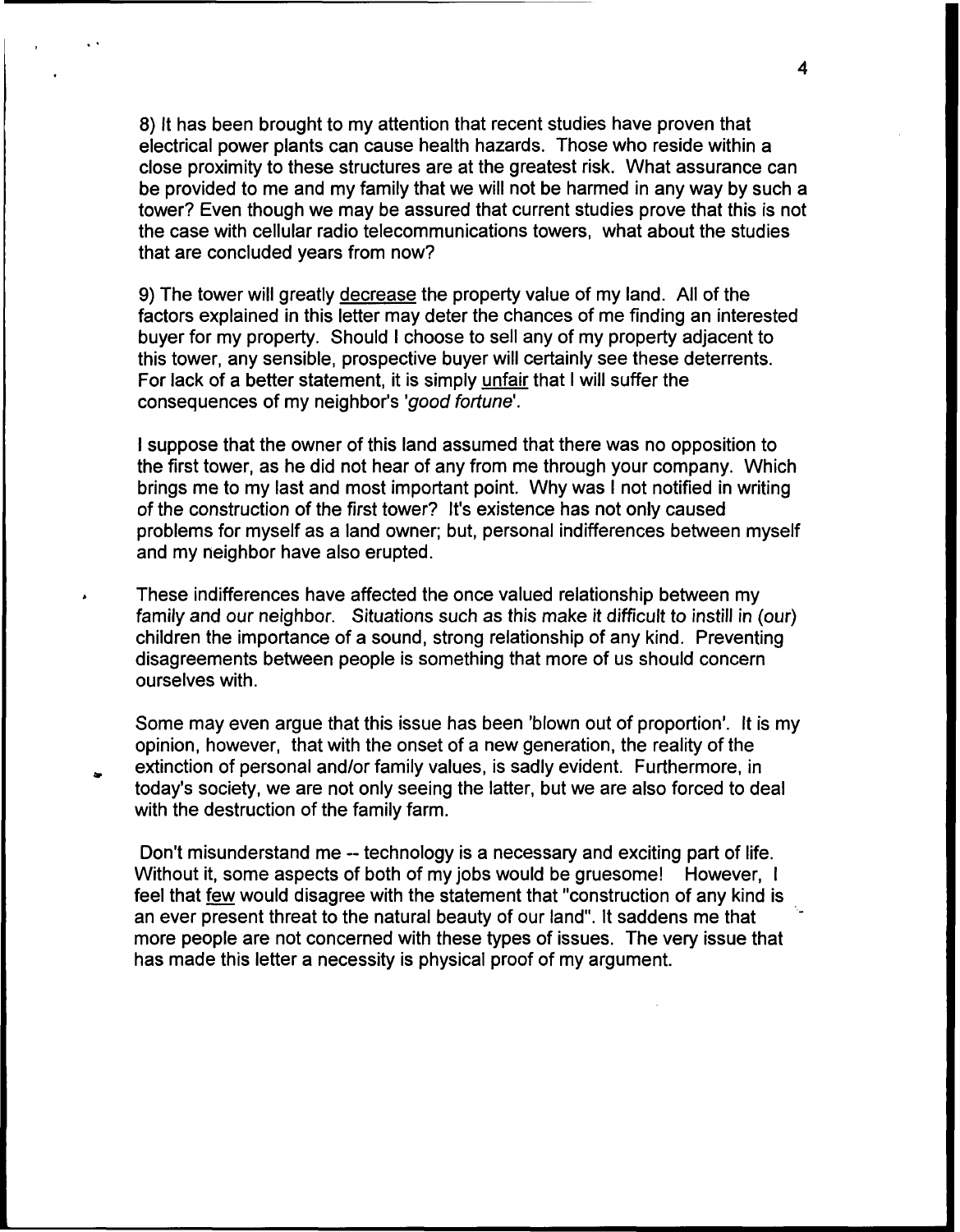8) It has been brought to my attention that recent studies have proven that electrical power plants can cause health hazards. Those who reside within a close proximity to these structures are at the greatest risk. What assurance can be provided to me and my family that we will not be harmed in any way by such a tower? Even though we may be assured that current studies prove that this is not the case with cellular radio telecommunications towers, what about the studies that are concluded years from now?

9) The tower will greatly decrease the property value of my land. All of the factors explained in this letter may deter the chances of me finding an interested buyer for my property. Should I choose to sell any of my property adjacent to this tower, any sensible, prospective buyer will certainly see these deterrents. For lack of a better statement, it is simply unfair that I will suffer the consequences of my neighbor's '*good fortune*'.

I suppose that the owner of this land assumed that there was no opposition to the first tower, as he did not hear of any from me through your company. Which brings me to my last and most important point. Why was I not notified in writing of the construction of the first tower? It's existence has not only caused problems for myself as a land owner; but, personal indifferences between myself and my neighbor have also erupted.

These indifferences have affected the once valued relationship between my family and our neighbor. Situations such as this make it difficult to instill in (our) children the importance of a sound, strong relationship of any kind. Preventing disagreements between people is something that more of us should concern ourselves with.

Some may even argue that this issue has been 'blown out of proportion'. It is my opinion, however, that with the onset of a new generation, the reality of the extinction of personal and/or family values, is sadly evident. Furthermore, in today's society, we are not only seeing the latter, but we are also forced to deal with the destruction of the family farm.

Don't misunderstand me -- technology is a necessary and exciting part of life. Without it, some aspects of both of my jobs would be gruesome! However, I feel that few would disagree with the statement that "construction of any kind is an ever present threat to the natural beauty of our land". It saddens me that more people are not concerned with these types of issues. The very issue that has made this letter a necessity is physical proof of my argument.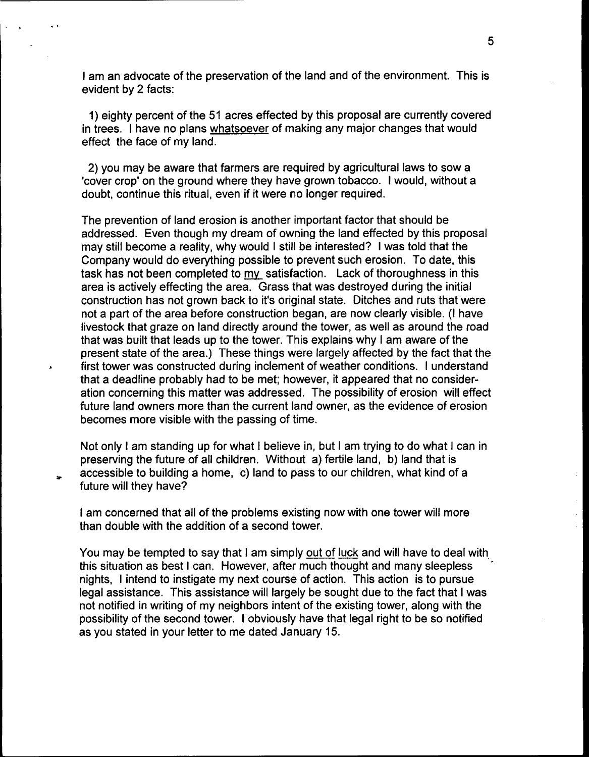I am an advocate of the preservation of the land and of the environment. This is evident by 2 facts:

1) eighty percent of the 51 acres effected by this proposal are currently covered in trees. I have no plans <u>whatsoever</u> of making any major changes that would effect the face of my land.

2) you may be aware that farmers are required by agricultural laws to sow a 'cover crop' on the ground where they have grown tobacco. I would, without a doubt, continue this ritual, even if it were no longer required.

The prevention of land erosion is another important factor that should be addressed. Even though my dream of owning the land effected by this proposal may still become a reality, why would I still be interested? I was told that the Company would do everything possible to prevent such erosion. To date, this task has not been completed to <u>my</u> satisfaction. Lack of thoroughness in this area is actively effecting the area. Grass that was destroyed during the initial construction has not grown back to it's original state. Ditches and ruts that were not a part of the area before construction began, are now clearly visible. (I have livestock that graze on land directly around the tower, as well as around the road that was built that leads up to the tower. This explains why I am aware of the present state of the area.) These things were largely affected by the fact that the first tower was constructed during inclement of weather conditions. I understand that a deadline probably had to be met; however, it appeared that no consideration concerning this matter was addressed. The possibility of erosion will effect future land owners more than the current land owner, as the evidence of erosion becomes more visible with the passing of time.

Not only I am standing up for what I believe in, but I am trying to do what I can in preserving the future of all children. Without a) fertile land, b) land that is accessible to building a home, c) land to pass to our children, what kind of a future will they have?

I am concerned that all of the problems existing now with one tower will more than double with the addition of a second tower.

You may be tempted to say that I am simply <u>out of luck</u> and will have to deal with this situation as best I can. However, after much thought and many sleepless nights, I intend to instigate my next course of action. This action is to pursue legal assistance. This assistance will largely be sought due to the fact that I was not notified in writing of my neighbors intent of the existing tower, along with the possibility of the second tower. I obviously have that legal right to be so notified as you stated in your letter to me dated January 15.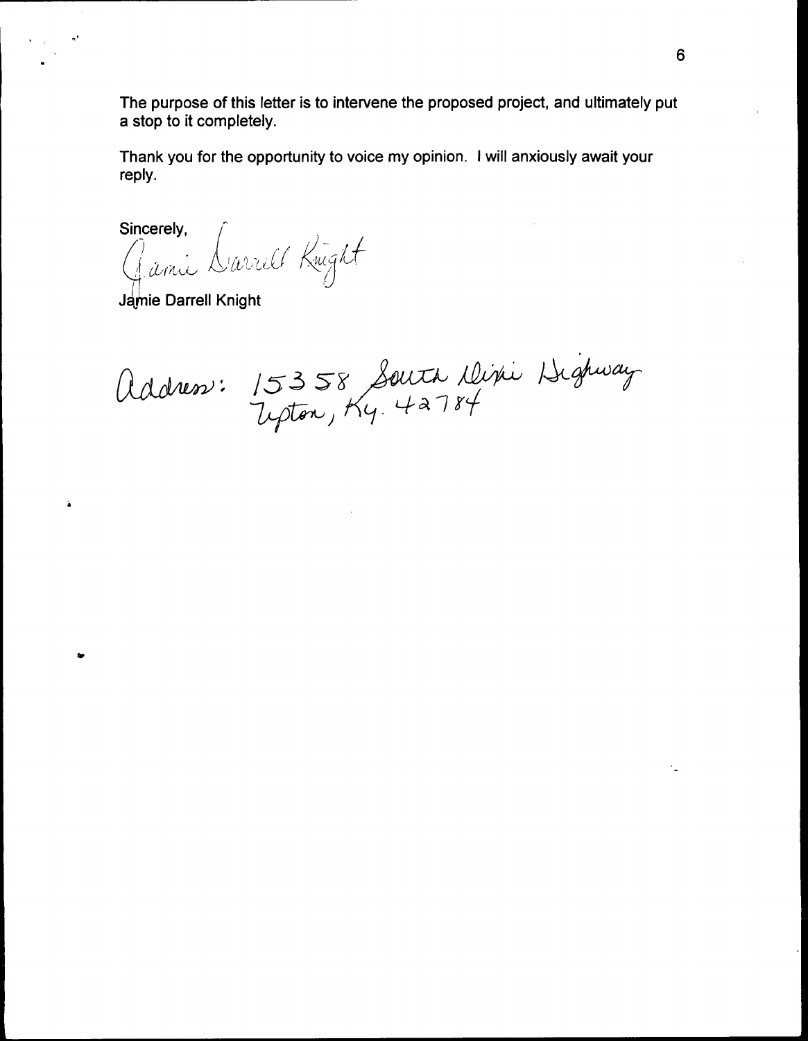The purpose of this letter is to intervene the proposed project, and ultimately put a stop to it completely.

Thank you for the opportunity to voice my opinion. I will anxiously await your reply.

Sincerely,

Jamie Darrell Knight

Jamie Darrell Knight

Address: 15358 South Dixie Highway
Upton, Ky. 42784